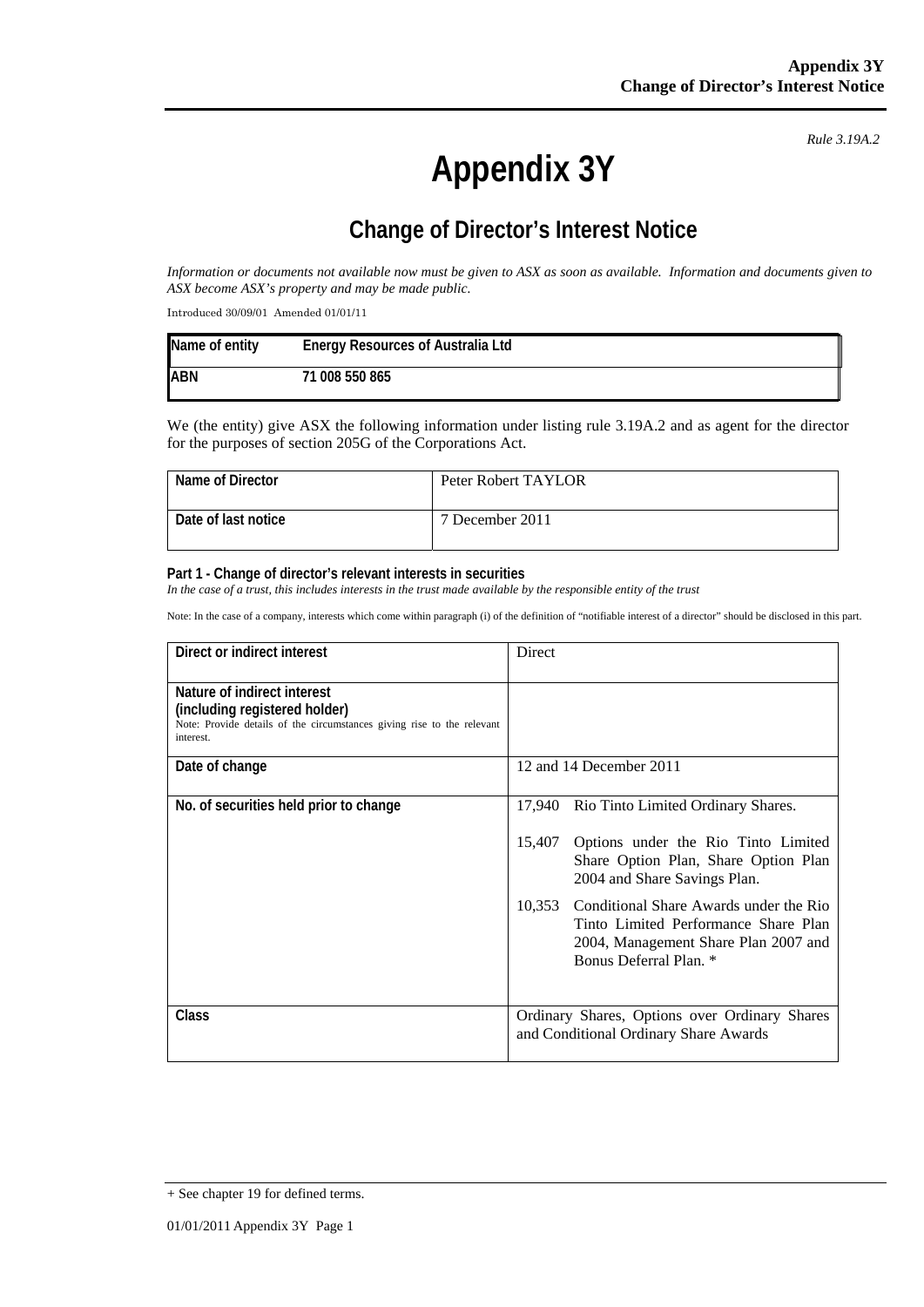*Rule 3.19A.2*

# Appendix 3Y

## Change of Director's Interest Notice

*Information or documents not available now must be given to ASX as soon as available. Information and documents given to ASX become ASX's property and may be made public.*

Introduced 30/09/01 Amended 01/01/11

| Name of entity | Energy Resources of Australia Ltd |
|---|---|
| ABN | 71 008 550 865 |

We (the entity) give ASX the following information under listing rule 3.19A.2 and as agent for the director for the purposes of section 205G of the Corporations Act.

| Name of Director | Peter Robert TAYLOR |
|---|---|
| Date of last notice | 7 December 2011 |

**Part 1 - Change of director's relevant interests in securities**

*In the case of a trust, this includes interests in the trust made available by the responsible entity of the trust*

Note: In the case of a company, interests which come within paragraph (i) of the definition of "notifiable interest of a director" should be disclosed in this part.

| Direct or indirect interest | Direct |
|---|---|
| **Nature of indirect interest (including registered holder)** Note: Provide details of the circumstances giving rise to the relevant interest. | |
| **Date of change** | 12 and 14 December 2011 |
| **No. of securities held prior to change** | 17,940 Rio Tinto Limited Ordinary Shares.<br><br>15,407 Options under the Rio Tinto Limited Share Option Plan, Share Option Plan 2004 and Share Savings Plan.<br><br>10,353 Conditional Share Awards under the Rio Tinto Limited Performance Share Plan 2004, Management Share Plan 2007 and Bonus Deferral Plan. * |
| **Class** | Ordinary Shares, Options over Ordinary Shares and Conditional Ordinary Share Awards |

+ See chapter 19 for defined terms.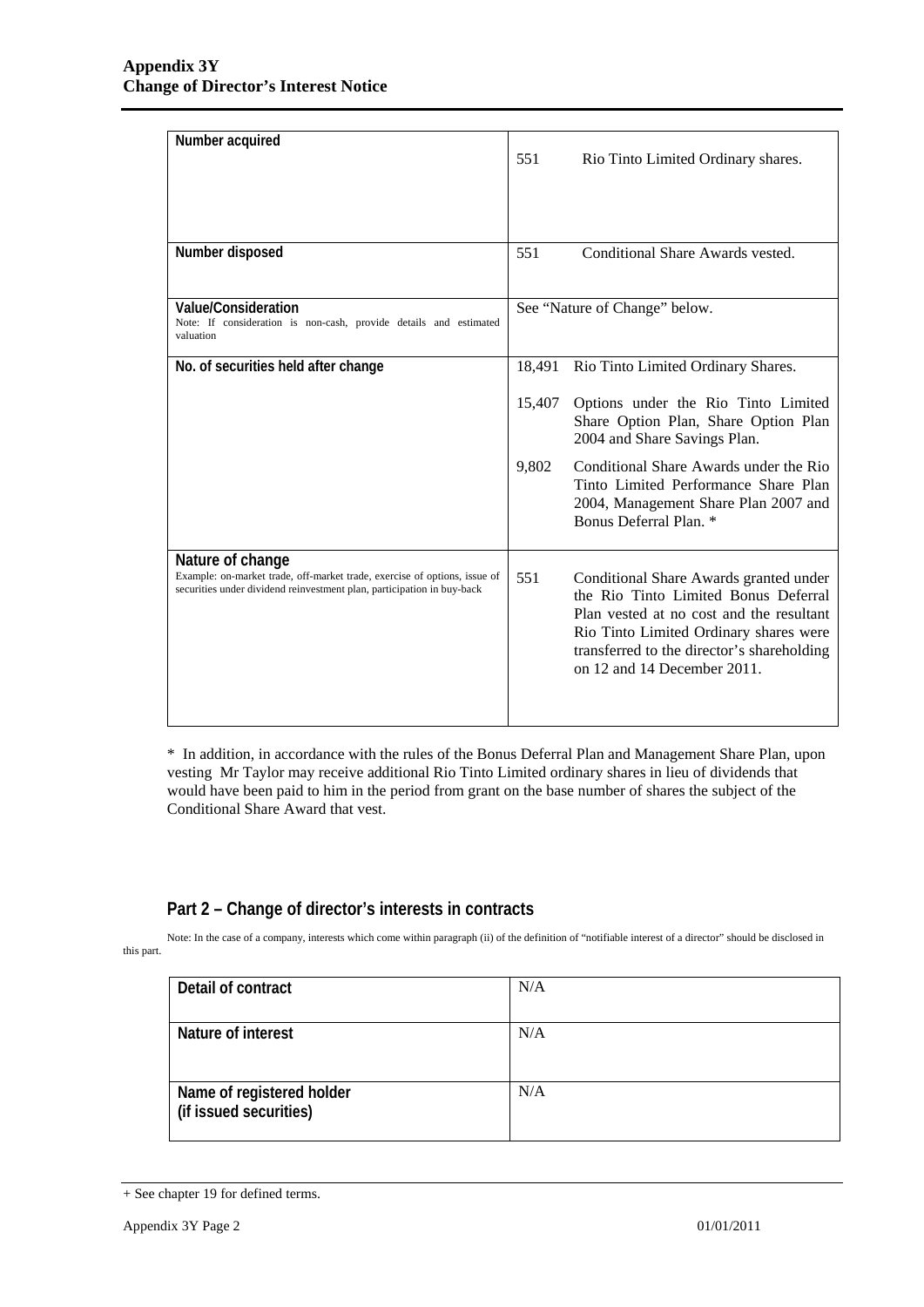| | |
|---|---|
| **Number acquired** | 551 Rio Tinto Limited Ordinary shares. |
| **Number disposed** | 551 Conditional Share Awards vested. |
| **Value/Consideration**<br>Note: If consideration is non-cash, provide details and estimated valuation | See "Nature of Change" below. |
| **No. of securities held after change** | 18,491 Rio Tinto Limited Ordinary Shares.<br><br>15,407 Options under the Rio Tinto Limited Share Option Plan, Share Option Plan 2004 and Share Savings Plan.<br><br>9,802 Conditional Share Awards under the Rio Tinto Limited Performance Share Plan 2004, Management Share Plan 2007 and Bonus Deferral Plan. * |
| **Nature of change**<br>Example: on-market trade, off-market trade, exercise of options, issue of securities under dividend reinvestment plan, participation in buy-back | 551 Conditional Share Awards granted under the Rio Tinto Limited Bonus Deferral Plan vested at no cost and the resultant Rio Tinto Limited Ordinary shares were transferred to the director's shareholding on 12 and 14 December 2011. |

\* In addition, in accordance with the rules of the Bonus Deferral Plan and Management Share Plan, upon vesting Mr Taylor may receive additional Rio Tinto Limited ordinary shares in lieu of dividends that would have been paid to him in the period from grant on the base number of shares the subject of the Conditional Share Award that vest.

## Part 2 – Change of director's interests in contracts

Note: In the case of a company, interests which come within paragraph (ii) of the definition of "notifiable interest of a director" should be disclosed in this part.

| | |
|---|---|
| **Detail of contract** | N/A |
| **Nature of interest** | N/A |
| **Name of registered holder (if issued securities)** | N/A |

+ See chapter 19 for defined terms.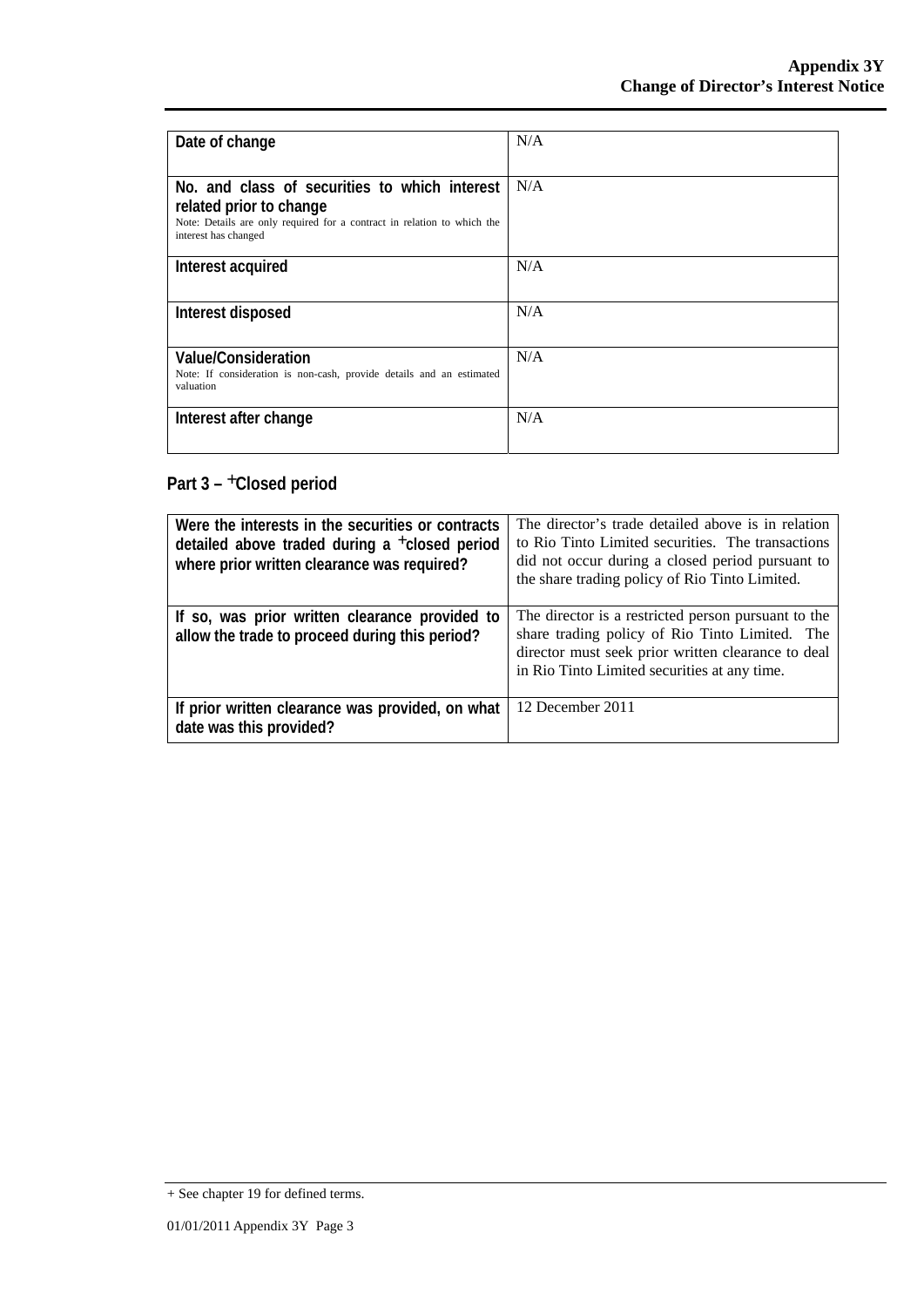| | |
|---|---|
| **Date of change** | N/A |
| **No. and class of securities to which interest related prior to change**<br>Note: Details are only required for a contract in relation to which the interest has changed | N/A |
| **Interest acquired** | N/A |
| **Interest disposed** | N/A |
| **Value/Consideration**<br>Note: If consideration is non-cash, provide details and an estimated valuation | N/A |
| **Interest after change** | N/A |

## Part 3 – +Closed period

| | |
|---|---|
| **Were the interests in the securities or contracts detailed above traded during a +closed period where prior written clearance was required?** | The director's trade detailed above is in relation to Rio Tinto Limited securities. The transactions did not occur during a closed period pursuant to the share trading policy of Rio Tinto Limited. |
| **If so, was prior written clearance provided to allow the trade to proceed during this period?** | The director is a restricted person pursuant to the share trading policy of Rio Tinto Limited. The director must seek prior written clearance to deal in Rio Tinto Limited securities at any time. |
| **If prior written clearance was provided, on what date was this provided?** | 12 December 2011 |

+ See chapter 19 for defined terms.